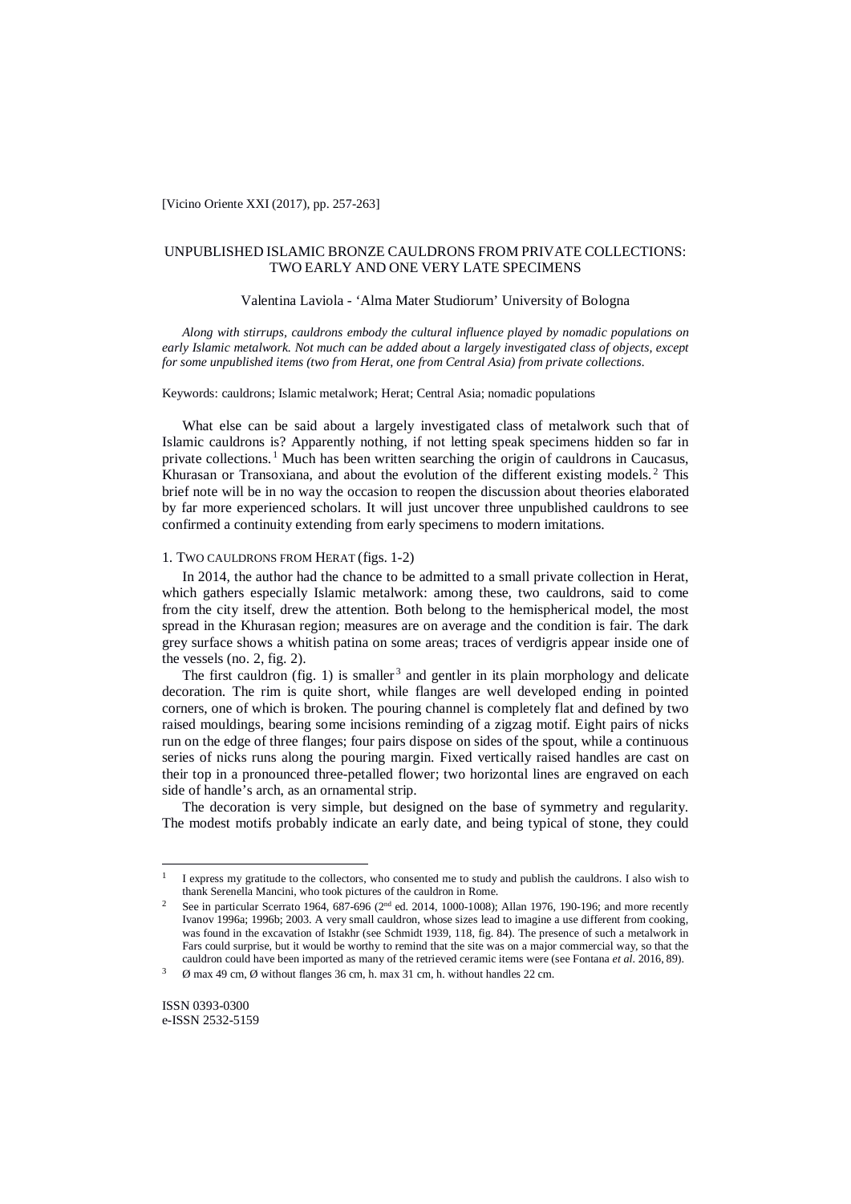# UNPUBLISHED ISLAMIC BRONZE CAULDRONS FROM PRIVATE COLLECTIONS: TWO EARLY AND ONE VERY LATE SPECIMENS

Valentina Laviola - 'Alma Mater Studiorum' University of Bologna

*Along with stirrups, cauldrons embody the cultural influence played by nomadic populations on early Islamic metalwork. Not much can be added about a largely investigated class of objects, except for some unpublished items (two from Herat, one from Central Asia) from private collections.*

Keywords: cauldrons; Islamic metalwork; Herat; Central Asia; nomadic populations

What else can be said about a largely investigated class of metalwork such that of Islamic cauldrons is? Apparently nothing, if not letting speak specimens hidden so far in private collections.[1] Much has been written searching the origin of cauldrons in Caucasus, Khurasan or Transoxiana, and about the evolution of the different existing models.[2] This brief note will be in no way the occasion to reopen the discussion about theories elaborated by far more experienced scholars. It will just uncover three unpublished cauldrons to see confirmed a continuity extending from early specimens to modern imitations.

## 1. Two cauldrons from Herat (figs. 1-2)

In 2014, the author had the chance to be admitted to a small private collection in Herat, which gathers especially Islamic metalwork: among these, two cauldrons, said to come from the city itself, drew the attention. Both belong to the hemispherical model, the most spread in the Khurasan region; measures are on average and the condition is fair. The dark grey surface shows a whitish patina on some areas; traces of verdigris appear inside one of the vessels (no. 2, fig. 2).

The first cauldron (fig. 1) is smaller[3] and gentler in its plain morphology and delicate decoration. The rim is quite short, while flanges are well developed ending in pointed corners, one of which is broken. The pouring channel is completely flat and defined by two raised mouldings, bearing some incisions reminding of a zigzag motif. Eight pairs of nicks run on the edge of three flanges; four pairs dispose on sides of the spout, while a continuous series of nicks runs along the pouring margin. Fixed vertically raised handles are cast on their top in a pronounced three-petalled flower; two horizontal lines are engraved on each side of handle's arch, as an ornamental strip.

The decoration is very simple, but designed on the base of symmetry and regularity. The modest motifs probably indicate an early date, and being typical of stone, they could

---

[1] I express my gratitude to the collectors, who consented me to study and publish the cauldrons. I also wish to thank Serenella Mancini, who took pictures of the cauldron in Rome.

[2] See in particular Scerrato 1964, 687-696 (2nd ed. 2014, 1000-1008); Allan 1976, 190-196; and more recently Ivanov 1996a; 1996b; 2003. A very small cauldron, whose sizes lead to imagine a use different from cooking, was found in the excavation of Istakhr (see Schmidt 1939, 118, fig. 84). The presence of such a metalwork in Fars could surprise, but it would be worthy to remind that the site was on a major commercial way, so that the cauldron could have been imported as many of the retrieved ceramic items were (see Fontana *et al*. 2016, 89).

[3] Ø max 49 cm, Ø without flanges 36 cm, h. max 31 cm, h. without handles 22 cm.

ISSN 0393-0300
e-ISSN 2532-5159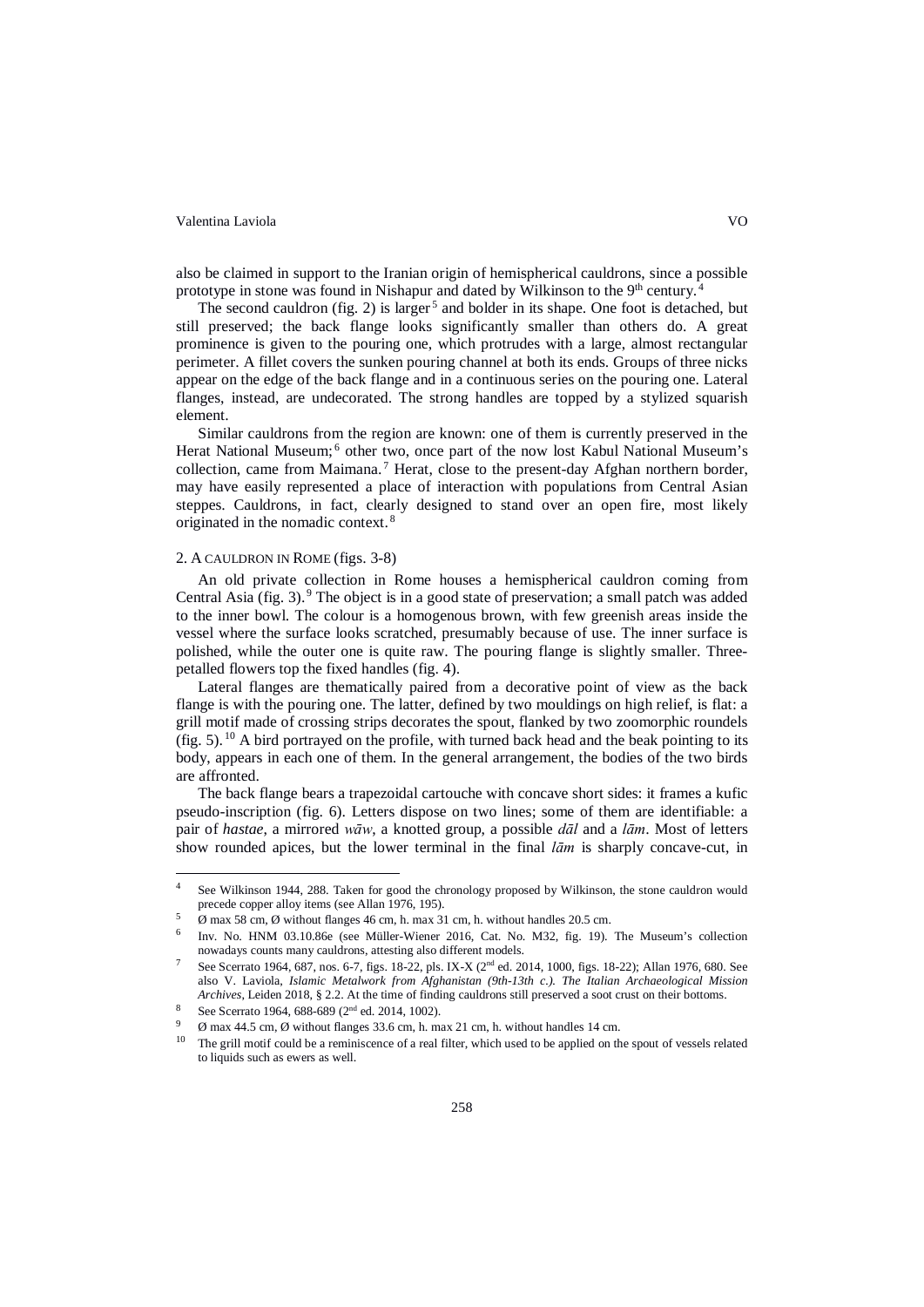also be claimed in support to the Iranian origin of hemispherical cauldrons, since a possible prototype in stone was found in Nishapur and dated by Wilkinson to the 9th century.[4]

The second cauldron (fig. 2) is larger[5] and bolder in its shape. One foot is detached, but still preserved; the back flange looks significantly smaller than others do. A great prominence is given to the pouring one, which protrudes with a large, almost rectangular perimeter. A fillet covers the sunken pouring channel at both its ends. Groups of three nicks appear on the edge of the back flange and in a continuous series on the pouring one. Lateral flanges, instead, are undecorated. The strong handles are topped by a stylized squarish element.

Similar cauldrons from the region are known: one of them is currently preserved in the Herat National Museum;[6] other two, once part of the now lost Kabul National Museum's collection, came from Maimana.[7] Herat, close to the present-day Afghan northern border, may have easily represented a place of interaction with populations from Central Asian steppes. Cauldrons, in fact, clearly designed to stand over an open fire, most likely originated in the nomadic context.[8]

## 2. A CAULDRON IN ROME (figs. 3-8)

An old private collection in Rome houses a hemispherical cauldron coming from Central Asia (fig. 3).[9] The object is in a good state of preservation; a small patch was added to the inner bowl. The colour is a homogenous brown, with few greenish areas inside the vessel where the surface looks scratched, presumably because of use. The inner surface is polished, while the outer one is quite raw. The pouring flange is slightly smaller. Three-petalled flowers top the fixed handles (fig. 4).

Lateral flanges are thematically paired from a decorative point of view as the back flange is with the pouring one. The latter, defined by two mouldings on high relief, is flat: a grill motif made of crossing strips decorates the spout, flanked by two zoomorphic roundels (fig. 5).[10] A bird portrayed on the profile, with turned back head and the beak pointing to its body, appears in each one of them. In the general arrangement, the bodies of the two birds are affronted.

The back flange bears a trapezoidal cartouche with concave short sides: it frames a kufic pseudo-inscription (fig. 6). Letters dispose on two lines; some of them are identifiable: a pair of *hastae*, a mirrored *wāw*, a knotted group, a possible *dāl* and a *lām*. Most of letters show rounded apices, but the lower terminal in the final *lām* is sharply concave-cut, in

---

[4] See Wilkinson 1944, 288. Taken for good the chronology proposed by Wilkinson, the stone cauldron would precede copper alloy items (see Allan 1976, 195).

[5] Ø max 58 cm, Ø without flanges 46 cm, h. max 31 cm, h. without handles 20.5 cm.

[6] Inv. No. HNM 03.10.86e (see Müller-Wiener 2016, Cat. No. M32, fig. 19). The Museum's collection nowadays counts many cauldrons, attesting also different models.

[7] See Scerrato 1964, 687, nos. 6-7, figs. 18-22, pls. IX-X (2nd ed. 2014, 1000, figs. 18-22); Allan 1976, 680. See also V. Laviola, *Islamic Metalwork from Afghanistan (9th-13th c.). The Italian Archaeological Mission Archives*, Leiden 2018, § 2.2. At the time of finding cauldrons still preserved a soot crust on their bottoms.

[8] See Scerrato 1964, 688-689 (2nd ed. 2014, 1002).

[9] Ø max 44.5 cm, Ø without flanges 33.6 cm, h. max 21 cm, h. without handles 14 cm.

[10] The grill motif could be a reminiscence of a real filter, which used to be applied on the spout of vessels related to liquids such as ewers as well.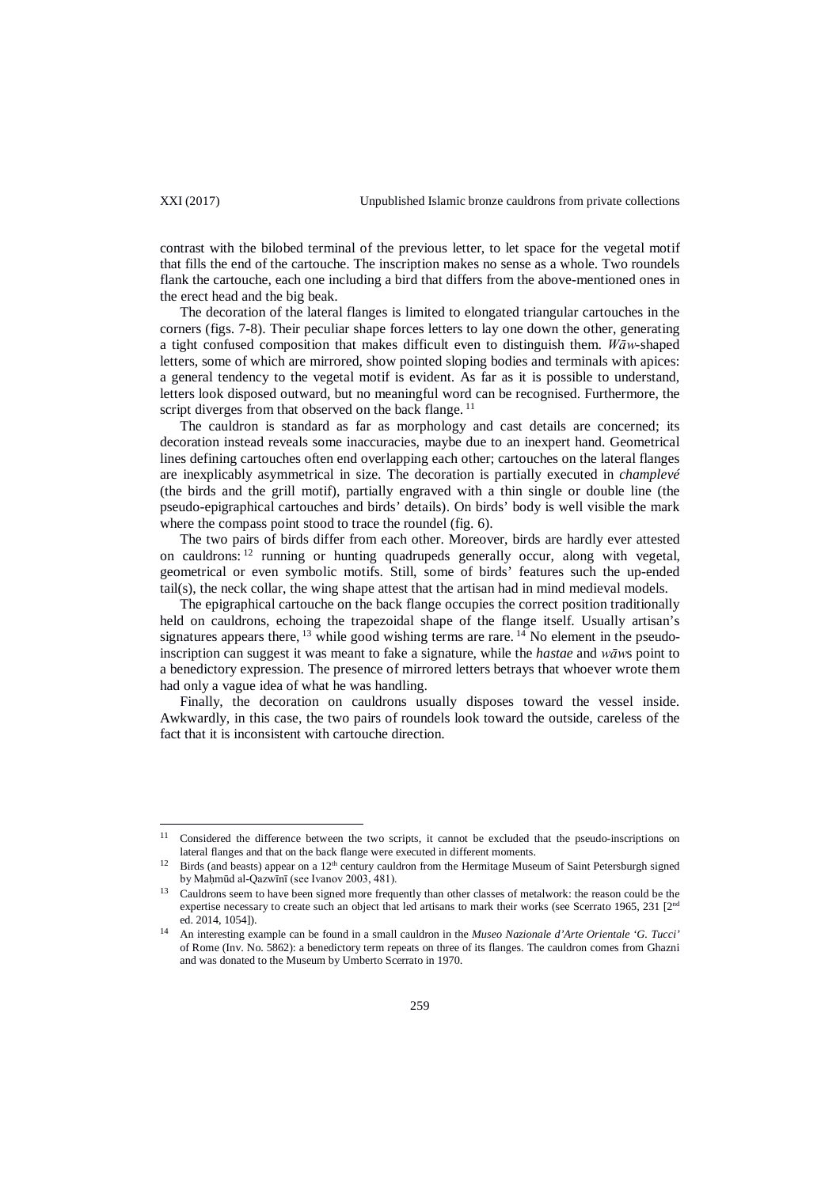contrast with the bilobed terminal of the previous letter, to let space for the vegetal motif that fills the end of the cartouche. The inscription makes no sense as a whole. Two roundels flank the cartouche, each one including a bird that differs from the above-mentioned ones in the erect head and the big beak.

The decoration of the lateral flanges is limited to elongated triangular cartouches in the corners (figs. 7-8). Their peculiar shape forces letters to lay one down the other, generating a tight confused composition that makes difficult even to distinguish them. *Wāw*-shaped letters, some of which are mirrored, show pointed sloping bodies and terminals with apices: a general tendency to the vegetal motif is evident. As far as it is possible to understand, letters look disposed outward, but no meaningful word can be recognised. Furthermore, the script diverges from that observed on the back flange. [11]

The cauldron is standard as far as morphology and cast details are concerned; its decoration instead reveals some inaccuracies, maybe due to an inexpert hand. Geometrical lines defining cartouches often end overlapping each other; cartouches on the lateral flanges are inexplicably asymmetrical in size. The decoration is partially executed in *champlevé* (the birds and the grill motif), partially engraved with a thin single or double line (the pseudo-epigraphical cartouches and birds' details). On birds' body is well visible the mark where the compass point stood to trace the roundel (fig. 6).

The two pairs of birds differ from each other. Moreover, birds are hardly ever attested on cauldrons: [12] running or hunting quadrupeds generally occur, along with vegetal, geometrical or even symbolic motifs. Still, some of birds' features such the up-ended tail(s), the neck collar, the wing shape attest that the artisan had in mind medieval models.

The epigraphical cartouche on the back flange occupies the correct position traditionally held on cauldrons, echoing the trapezoidal shape of the flange itself. Usually artisan's signatures appears there, [13] while good wishing terms are rare. [14] No element in the pseudo-inscription can suggest it was meant to fake a signature, while the *hastae* and *wāw*s point to a benedictory expression. The presence of mirrored letters betrays that whoever wrote them had only a vague idea of what he was handling.

Finally, the decoration on cauldrons usually disposes toward the vessel inside. Awkwardly, in this case, the two pairs of roundels look toward the outside, careless of the fact that it is inconsistent with cartouche direction.

---

[11] Considered the difference between the two scripts, it cannot be excluded that the pseudo-inscriptions on lateral flanges and that on the back flange were executed in different moments.

[12] Birds (and beasts) appear on a 12th century cauldron from the Hermitage Museum of Saint Petersburgh signed by Maḥmūd al-Qazwīnī (see Ivanov 2003, 481).

[13] Cauldrons seem to have been signed more frequently than other classes of metalwork: the reason could be the expertise necessary to create such an object that led artisans to mark their works (see Scerrato 1965, 231 [2nd ed. 2014, 1054]).

[14] An interesting example can be found in a small cauldron in the *Museo Nazionale d'Arte Orientale 'G. Tucci'* of Rome (Inv. No. 5862): a benedictory term repeats on three of its flanges. The cauldron comes from Ghazni and was donated to the Museum by Umberto Scerrato in 1970.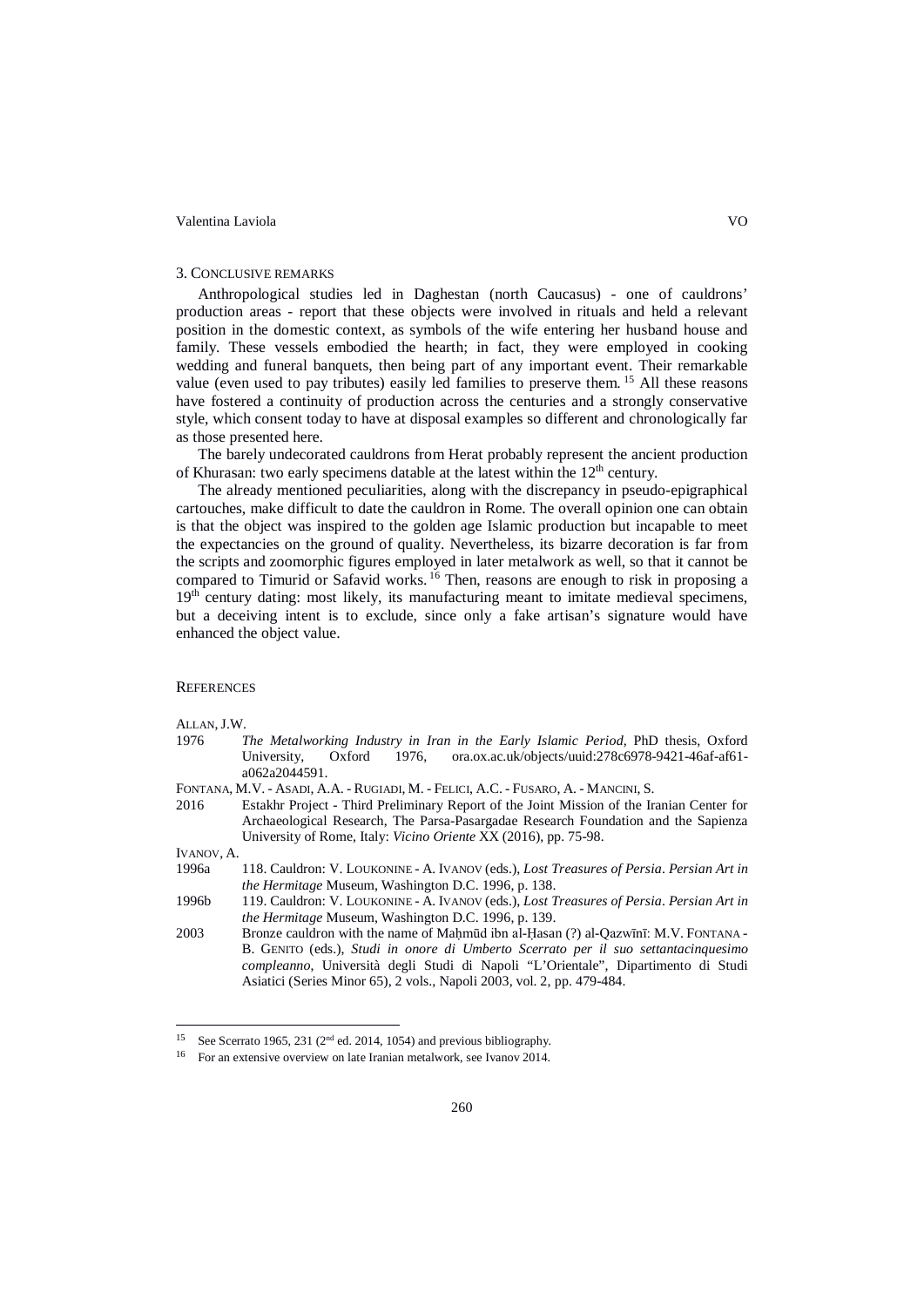### 3. Conclusive remarks

Anthropological studies led in Daghestan (north Caucasus) - one of cauldrons' production areas - report that these objects were involved in rituals and held a relevant position in the domestic context, as symbols of the wife entering her husband house and family. These vessels embodied the hearth; in fact, they were employed in cooking wedding and funeral banquets, then being part of any important event. Their remarkable value (even used to pay tributes) easily led families to preserve them.[15] All these reasons have fostered a continuity of production across the centuries and a strongly conservative style, which consent today to have at disposal examples so different and chronologically far as those presented here.

The barely undecorated cauldrons from Herat probably represent the ancient production of Khurasan: two early specimens datable at the latest within the 12th century.

The already mentioned peculiarities, along with the discrepancy in pseudo-epigraphical cartouches, make difficult to date the cauldron in Rome. The overall opinion one can obtain is that the object was inspired to the golden age Islamic production but incapable to meet the expectancies on the ground of quality. Nevertheless, its bizarre decoration is far from the scripts and zoomorphic figures employed in later metalwork as well, so that it cannot be compared to Timurid or Safavid works.[16] Then, reasons are enough to risk in proposing a 19th century dating: most likely, its manufacturing meant to imitate medieval specimens, but a deceiving intent is to exclude, since only a fake artisan's signature would have enhanced the object value.

### References

Allan, J.W.

1976 *The Metalworking Industry in Iran in the Early Islamic Period*, PhD thesis, Oxford University, Oxford 1976, ora.ox.ac.uk/objects/uuid:278c6978-9421-46af-af61-a062a2044591.

Fontana, M.V. - Asadi, A.A. - Rugiadi, M. - Felici, A.C. - Fusaro, A. - Mancini, S.

2016 Estakhr Project - Third Preliminary Report of the Joint Mission of the Iranian Center for Archaeological Research, The Parsa-Pasargadae Research Foundation and the Sapienza University of Rome, Italy: *Vicino Oriente* XX (2016), pp. 75-98.

Ivanov, A.

1996a 118. Cauldron: V. Loukonine - A. Ivanov (eds.), *Lost Treasures of Persia. Persian Art in the Hermitage* Museum, Washington D.C. 1996, p. 138.

1996b 119. Cauldron: V. Loukonine - A. Ivanov (eds.), *Lost Treasures of Persia. Persian Art in the Hermitage* Museum, Washington D.C. 1996, p. 139.

2003 Bronze cauldron with the name of Maḥmūd ibn al-Ḥasan (?) al-Qazwīnī: M.V. Fontana - B. Genito (eds.), *Studi in onore di Umberto Scerrato per il suo settantacinquesimo compleanno*, Università degli Studi di Napoli "L'Orientale", Dipartimento di Studi Asiatici (Series Minor 65), 2 vols., Napoli 2003, vol. 2, pp. 479-484.

---

[15] See Scerrato 1965, 231 (2nd ed. 2014, 1054) and previous bibliography.

[16] For an extensive overview on late Iranian metalwork, see Ivanov 2014.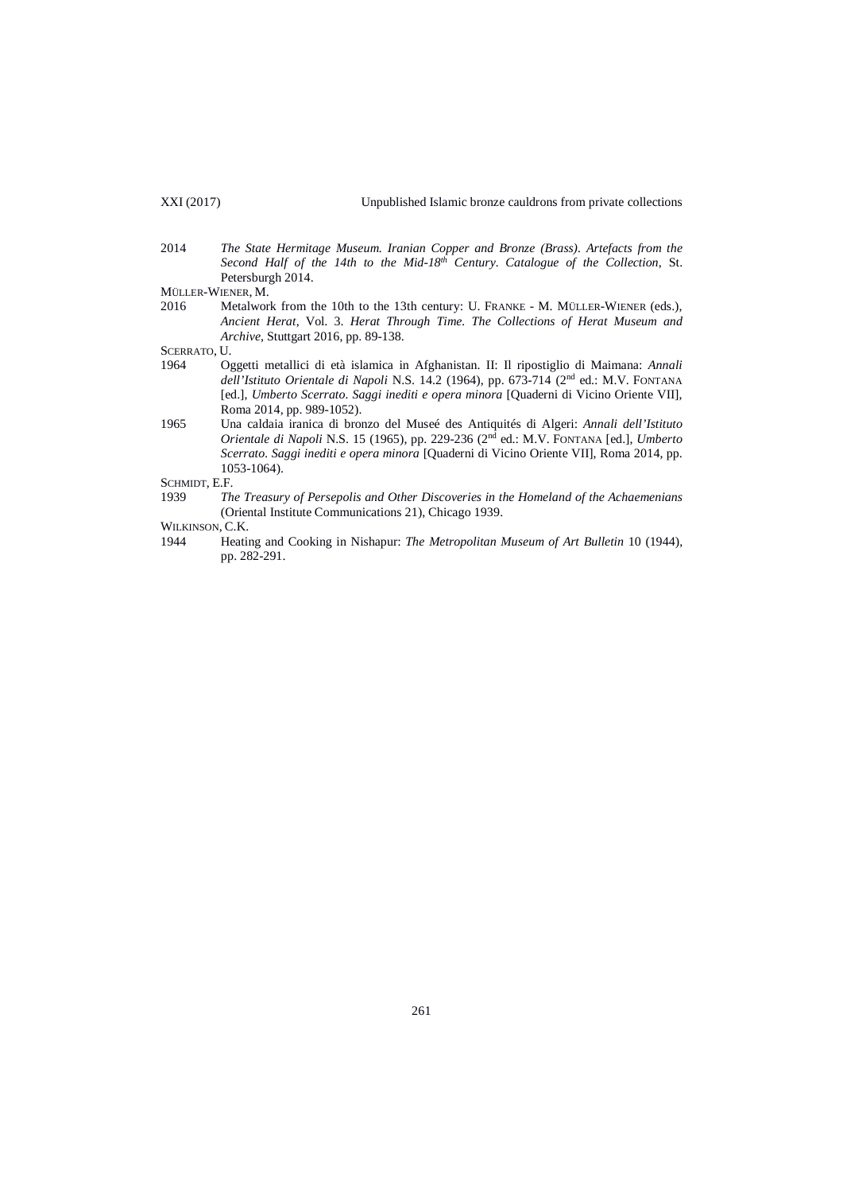2014 *The State Hermitage Museum. Iranian Copper and Bronze (Brass). Artefacts from the Second Half of the 14th to the Mid-18th Century. Catalogue of the Collection*, St. Petersburgh 2014.

MÜLLER-WIENER, M.

2016 Metalwork from the 10th to the 13th century: U. FRANKE - M. MÜLLER-WIENER (eds.), *Ancient Herat*, Vol. 3. *Herat Through Time. The Collections of Herat Museum and Archive*, Stuttgart 2016, pp. 89-138.

SCERRATO, U.

1964 Oggetti metallici di età islamica in Afghanistan. II: Il ripostiglio di Maimana: *Annali dell'Istituto Orientale di Napoli* N.S. 14.2 (1964), pp. 673-714 (2nd ed.: M.V. FONTANA [ed.], *Umberto Scerrato. Saggi inediti e opera minora* [Quaderni di Vicino Oriente VII], Roma 2014, pp. 989-1052).

1965 Una caldaia iranica di bronzo del Museé des Antiquités di Algeri: *Annali dell'Istituto Orientale di Napoli* N.S. 15 (1965), pp. 229-236 (2nd ed.: M.V. FONTANA [ed.], *Umberto Scerrato. Saggi inediti e opera minora* [Quaderni di Vicino Oriente VII], Roma 2014, pp. 1053-1064).

SCHMIDT, E.F.

1939 *The Treasury of Persepolis and Other Discoveries in the Homeland of the Achaemenians* (Oriental Institute Communications 21), Chicago 1939.

WILKINSON, C.K.

1944 Heating and Cooking in Nishapur: *The Metropolitan Museum of Art Bulletin* 10 (1944), pp. 282-291.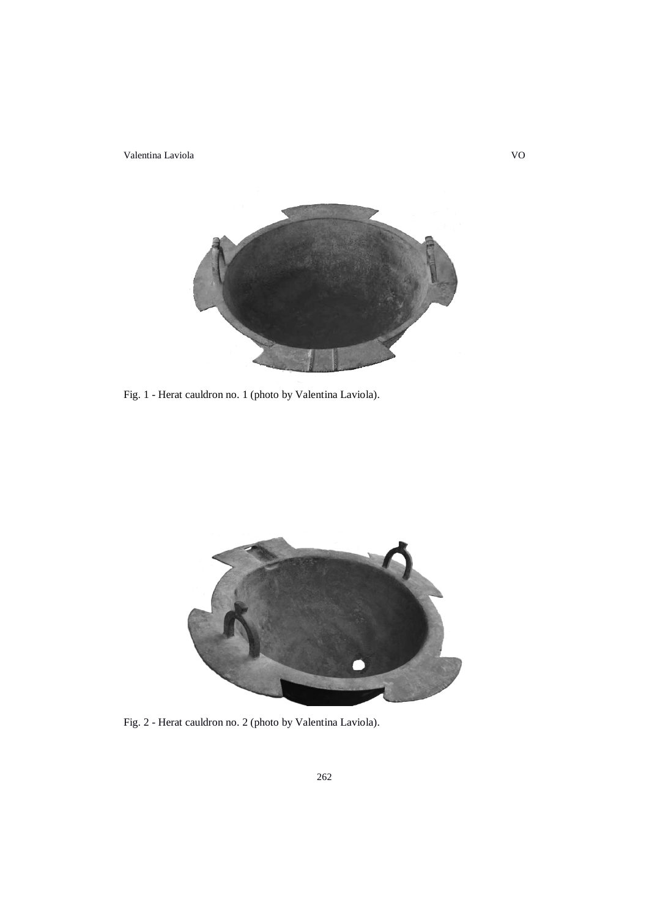Fig. 1 - Herat cauldron no. 1 (photo by Valentina Laviola).

Fig. 2 - Herat cauldron no. 2 (photo by Valentina Laviola).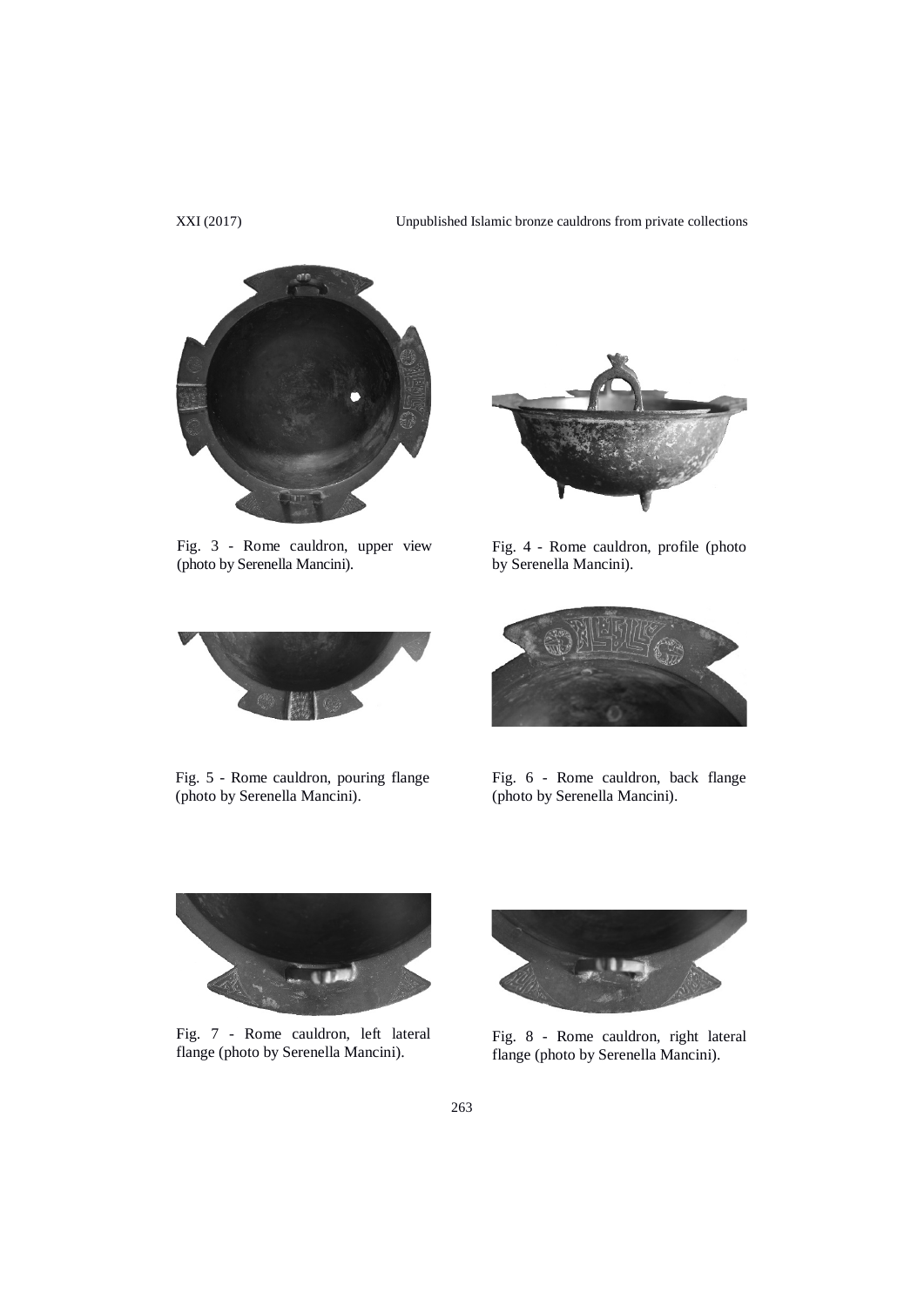Fig. 3 - Rome cauldron, upper view (photo by Serenella Mancini).

Fig. 4 - Rome cauldron, profile (photo by Serenella Mancini).

Fig. 5 - Rome cauldron, pouring flange (photo by Serenella Mancini).

Fig. 6 - Rome cauldron, back flange (photo by Serenella Mancini).

Fig. 7 - Rome cauldron, left lateral flange (photo by Serenella Mancini).

Fig. 8 - Rome cauldron, right lateral flange (photo by Serenella Mancini).